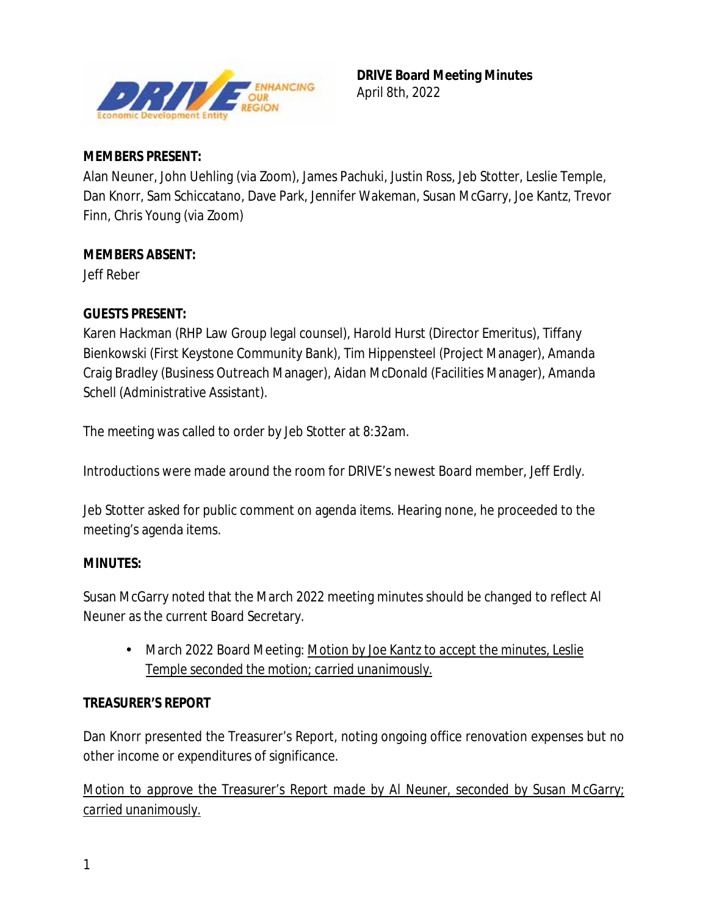**DRIVE Board Meeting Minutes**
April 8th, 2022

**MEMBERS PRESENT:**
Alan Neuner, John Uehling (via Zoom), James Pachuki, Justin Ross, Jeb Stotter, Leslie Temple, Dan Knorr, Sam Schiccatano, Dave Park, Jennifer Wakeman, Susan McGarry, Joe Kantz, Trevor Finn, Chris Young (via Zoom)

**MEMBERS ABSENT:**
Jeff Reber

**GUESTS PRESENT:**
Karen Hackman (RHP Law Group legal counsel), Harold Hurst (Director Emeritus), Tiffany Bienkowski (First Keystone Community Bank), Tim Hippensteel (Project Manager), Amanda Craig Bradley (Business Outreach Manager), Aidan McDonald (Facilities Manager), Amanda Schell (Administrative Assistant).

The meeting was called to order by Jeb Stotter at 8:32am.

Introductions were made around the room for DRIVE's newest Board member, Jeff Erdly.

Jeb Stotter asked for public comment on agenda items. Hearing none, he proceeded to the meeting's agenda items.

**MINUTES:**

Susan McGarry noted that the March 2022 meeting minutes should be changed to reflect Al Neuner as the current Board Secretary.

- March 2022 Board Meeting: <u>Motion by Joe Kantz to accept the minutes, Leslie Temple seconded the motion; carried unanimously.</u>

**TREASURER'S REPORT**

Dan Knorr presented the Treasurer's Report, noting ongoing office renovation expenses but no other income or expenditures of significance.

<u>Motion to approve the Treasurer's Report made by Al Neuner, seconded by Susan McGarry; carried unanimously.</u>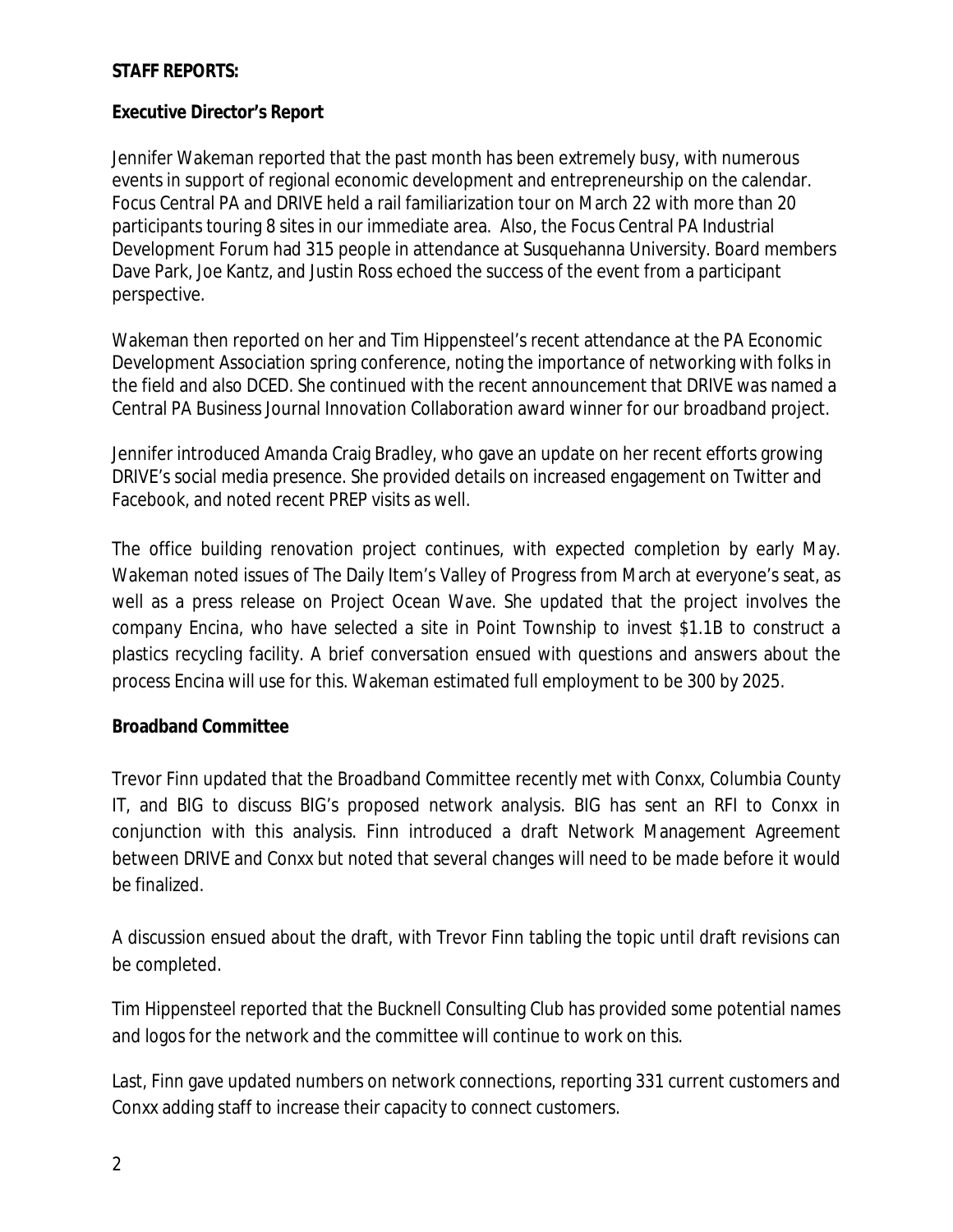**STAFF REPORTS:**

**Executive Director's Report**

Jennifer Wakeman reported that the past month has been extremely busy, with numerous events in support of regional economic development and entrepreneurship on the calendar. Focus Central PA and DRIVE held a rail familiarization tour on March 22 with more than 20 participants touring 8 sites in our immediate area. Also, the Focus Central PA Industrial Development Forum had 315 people in attendance at Susquehanna University. Board members Dave Park, Joe Kantz, and Justin Ross echoed the success of the event from a participant perspective.

Wakeman then reported on her and Tim Hippensteel's recent attendance at the PA Economic Development Association spring conference, noting the importance of networking with folks in the field and also DCED. She continued with the recent announcement that DRIVE was named a Central PA Business Journal Innovation Collaboration award winner for our broadband project.

Jennifer introduced Amanda Craig Bradley, who gave an update on her recent efforts growing DRIVE's social media presence. She provided details on increased engagement on Twitter and Facebook, and noted recent PREP visits as well.

The office building renovation project continues, with expected completion by early May. Wakeman noted issues of The Daily Item's Valley of Progress from March at everyone's seat, as well as a press release on Project Ocean Wave. She updated that the project involves the company Encina, who have selected a site in Point Township to invest $1.1B to construct a plastics recycling facility. A brief conversation ensued with questions and answers about the process Encina will use for this. Wakeman estimated full employment to be 300 by 2025.

**Broadband Committee**

Trevor Finn updated that the Broadband Committee recently met with Conxx, Columbia County IT, and BIG to discuss BIG's proposed network analysis. BIG has sent an RFI to Conxx in conjunction with this analysis. Finn introduced a draft Network Management Agreement between DRIVE and Conxx but noted that several changes will need to be made before it would be finalized.

A discussion ensued about the draft, with Trevor Finn tabling the topic until draft revisions can be completed.

Tim Hippensteel reported that the Bucknell Consulting Club has provided some potential names and logos for the network and the committee will continue to work on this.

Last, Finn gave updated numbers on network connections, reporting 331 current customers and Conxx adding staff to increase their capacity to connect customers.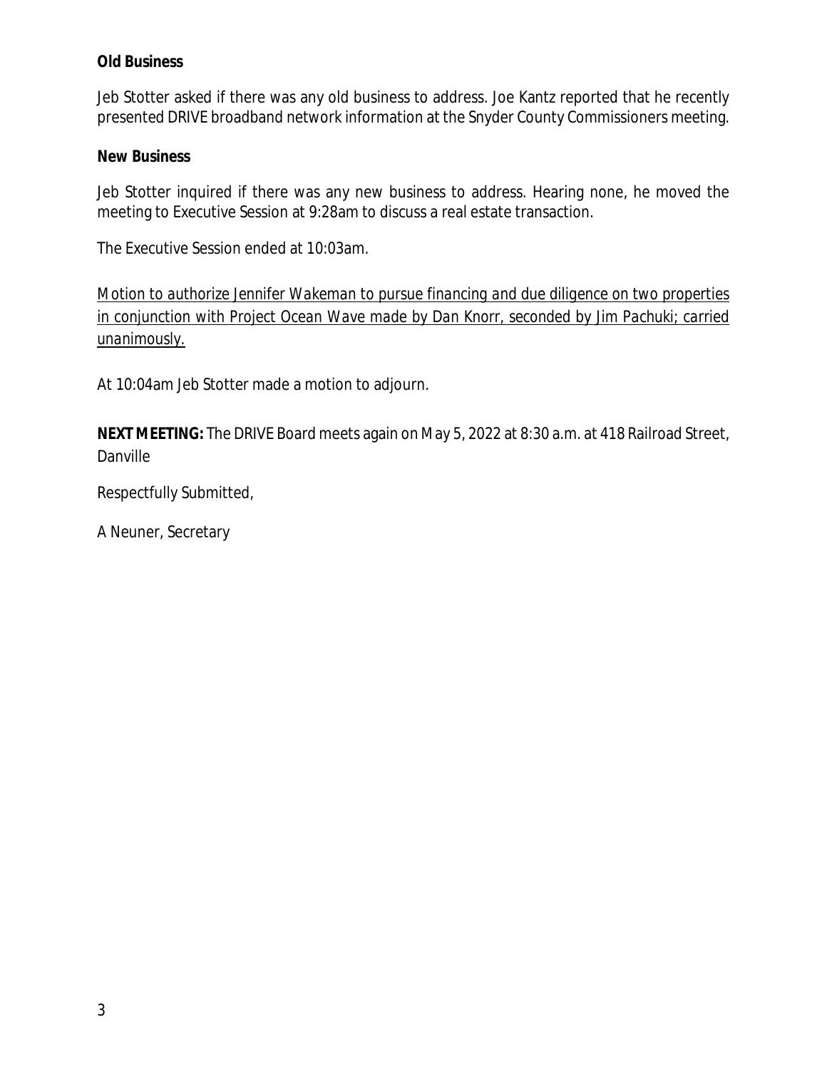**Old Business**

Jeb Stotter asked if there was any old business to address. Joe Kantz reported that he recently presented DRIVE broadband network information at the Snyder County Commissioners meeting.

**New Business**

Jeb Stotter inquired if there was any new business to address. Hearing none, he moved the meeting to Executive Session at 9:28am to discuss a real estate transaction.

The Executive Session ended at 10:03am.

*Motion to authorize Jennifer Wakeman to pursue financing and due diligence on two properties in conjunction with Project Ocean Wave made by Dan Knorr, seconded by Jim Pachuki; carried unanimously.*

At 10:04am Jeb Stotter made a motion to adjourn.

**NEXT MEETING:** The DRIVE Board meets again on May 5, 2022 at 8:30 a.m. at 418 Railroad Street, Danville

Respectfully Submitted,

A Neuner, Secretary